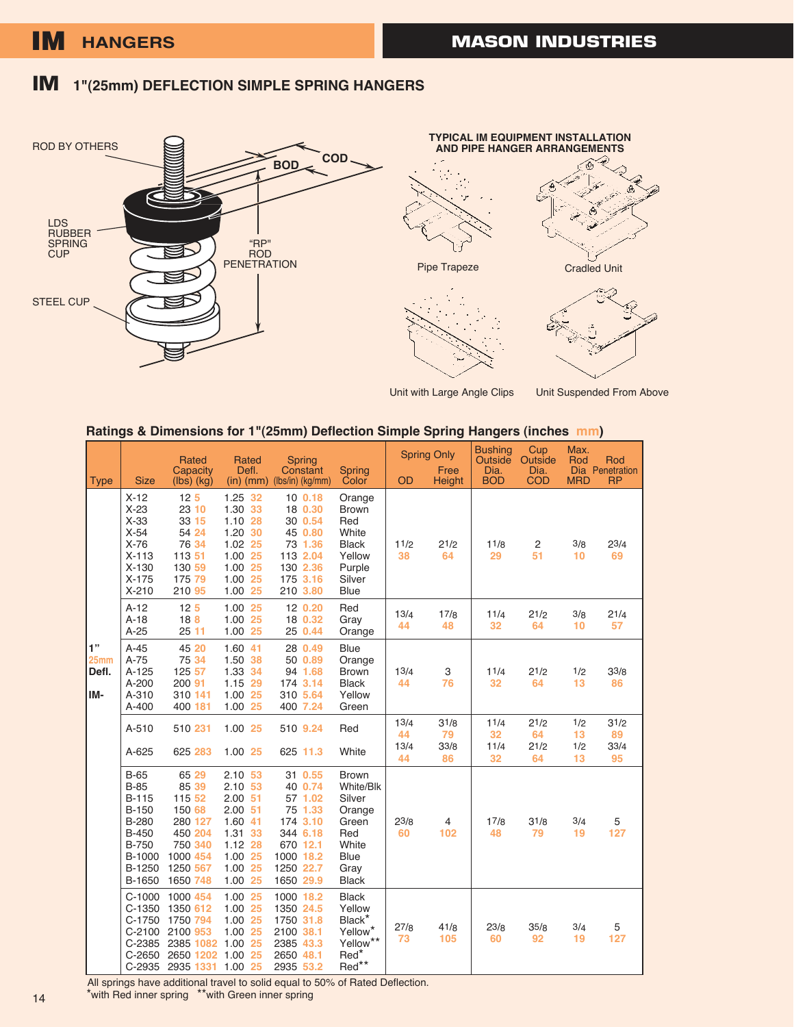# IM HANGERS — MASON INDUSTRIES

## IM 1"(25mm) DEFLECTION SIMPLE SPRING HANGERS

ROD BY OTHERS

LDS RUBBER SPRING CUP

STEEL CUP

BOD

COD

"RP" ROD PENETRATION

**TYPICAL IM EQUIPMENT INSTALLATION AND PIPE HANGER ARRANGEMENTS**

Pipe Trapeze

Cradled Unit

Unit with Large Angle Clips

Unit Suspended From Above

### Ratings & Dimensions for 1"(25mm) Deflection Simple Spring Hangers (inches mm)

| Type | Size | Rated Capacity (lbs) (kg) | Rated Defl. (in) (mm) | Spring Constant (lbs/in) (kg/mm) | Spring Color | Spring Only OD | Spring Only Free Height | Bushing Outside Dia. BOD | Cup Outside Dia. COD | Max. Rod Dia MRD | Rod Penetration RP |
|---|---|---|---|---|---|---|---|---|---|---|---|
| 1" 25mm Defl. IM- | X-12 | 12 5 | 1.25 32 | 10 0.18 | Orange | 1 1/2 38 | 2 1/2 64 | 1 1/8 29 | 2 51 | 3/8 10 | 2 3/4 69 |
| | X-23 | 23 10 | 1.30 33 | 18 0.30 | Brown | | | | | | |
| | X-33 | 33 15 | 1.10 28 | 30 0.54 | Red | | | | | | |
| | X-54 | 54 24 | 1.20 30 | 45 0.80 | White | | | | | | |
| | X-76 | 76 34 | 1.02 25 | 73 1.36 | Black | | | | | | |
| | X-113 | 113 51 | 1.00 25 | 113 2.04 | Yellow | | | | | | |
| | X-130 | 130 59 | 1.00 25 | 130 2.36 | Purple | | | | | | |
| | X-175 | 175 79 | 1.00 25 | 175 3.16 | Silver | | | | | | |
| | X-210 | 210 95 | 1.00 25 | 210 3.80 | Blue | | | | | | |
| | A-12 | 12 5 | 1.00 25 | 12 0.20 | Red | 1 3/4 44 | 1 7/8 48 | 1 1/4 32 | 2 1/2 64 | 3/8 10 | 2 1/4 57 |
| | A-18 | 18 8 | 1.00 25 | 18 0.32 | Gray | | | | | | |
| | A-25 | 25 11 | 1.00 25 | 25 0.44 | Orange | | | | | | |
| | A-45 | 45 20 | 1.60 41 | 28 0.49 | Blue | 1 3/4 44 | 3 76 | 1 1/4 32 | 2 1/2 64 | 1/2 13 | 3 3/8 86 |
| | A-75 | 75 34 | 1.50 38 | 50 0.89 | Orange | | | | | | |
| | A-125 | 125 57 | 1.33 34 | 94 1.68 | Brown | | | | | | |
| | A-200 | 200 91 | 1.15 29 | 174 3.14 | Black | | | | | | |
| | A-310 | 310 141 | 1.00 25 | 310 5.64 | Yellow | | | | | | |
| | A-400 | 400 181 | 1.00 25 | 400 7.24 | Green | | | | | | |
| | A-510 | 510 231 | 1.00 25 | 510 9.24 | Red | 1 3/4 44 | 3 1/8 79 | 1 1/4 32 | 2 1/2 64 | 1/2 13 | 3 1/2 89 |
| | A-625 | 625 283 | 1.00 25 | 625 11.3 | White | 1 3/4 44 | 3 3/8 86 | 1 1/4 32 | 2 1/2 64 | 1/2 13 | 3 3/4 95 |
| | B-65 | 65 29 | 2.10 53 | 31 0.55 | Brown | 2 3/8 60 | 4 102 | 1 7/8 48 | 3 1/8 79 | 3/4 19 | 5 127 |
| | B-85 | 85 39 | 2.10 53 | 40 0.74 | White/Blk | | | | | | |
| | B-115 | 115 52 | 2.00 51 | 57 1.02 | Silver | | | | | | |
| | B-150 | 150 68 | 2.00 51 | 75 1.33 | Orange | | | | | | |
| | B-280 | 280 127 | 1.60 41 | 174 3.10 | Green | | | | | | |
| | B-450 | 450 204 | 1.31 33 | 344 6.18 | Red | | | | | | |
| | B-750 | 750 340 | 1.12 28 | 670 12.1 | White | | | | | | |
| | B-1000 | 1000 454 | 1.00 25 | 1000 18.2 | Blue | | | | | | |
| | B-1250 | 1250 567 | 1.00 25 | 1250 22.7 | Gray | | | | | | |
| | B-1650 | 1650 748 | 1.00 25 | 1650 29.9 | Black | | | | | | |
| | C-1000 | 1000 454 | 1.00 25 | 1000 18.2 | Black | 2 7/8 73 | 4 1/8 105 | 2 3/8 60 | 3 5/8 92 | 3/4 19 | 5 127 |
| | C-1350 | 1350 612 | 1.00 25 | 1350 24.5 | Yellow | | | | | | |
| | C-1750 | 1750 794 | 1.00 25 | 1750 31.8 | Black* | | | | | | |
| | C-2100 | 2100 953 | 1.00 25 | 2100 38.1 | Yellow* | | | | | | |
| | C-2385 | 2385 1082 | 1.00 25 | 2385 43.3 | Yellow** | | | | | | |
| | C-2650 | 2650 1202 | 1.00 25 | 2650 48.1 | Red* | | | | | | |
| | C-2935 | 2935 1331 | 1.00 25 | 2935 53.2 | Red** | | | | | | |

All springs have additional travel to solid equal to 50% of Rated Deflection.
*with Red inner spring **with Green inner spring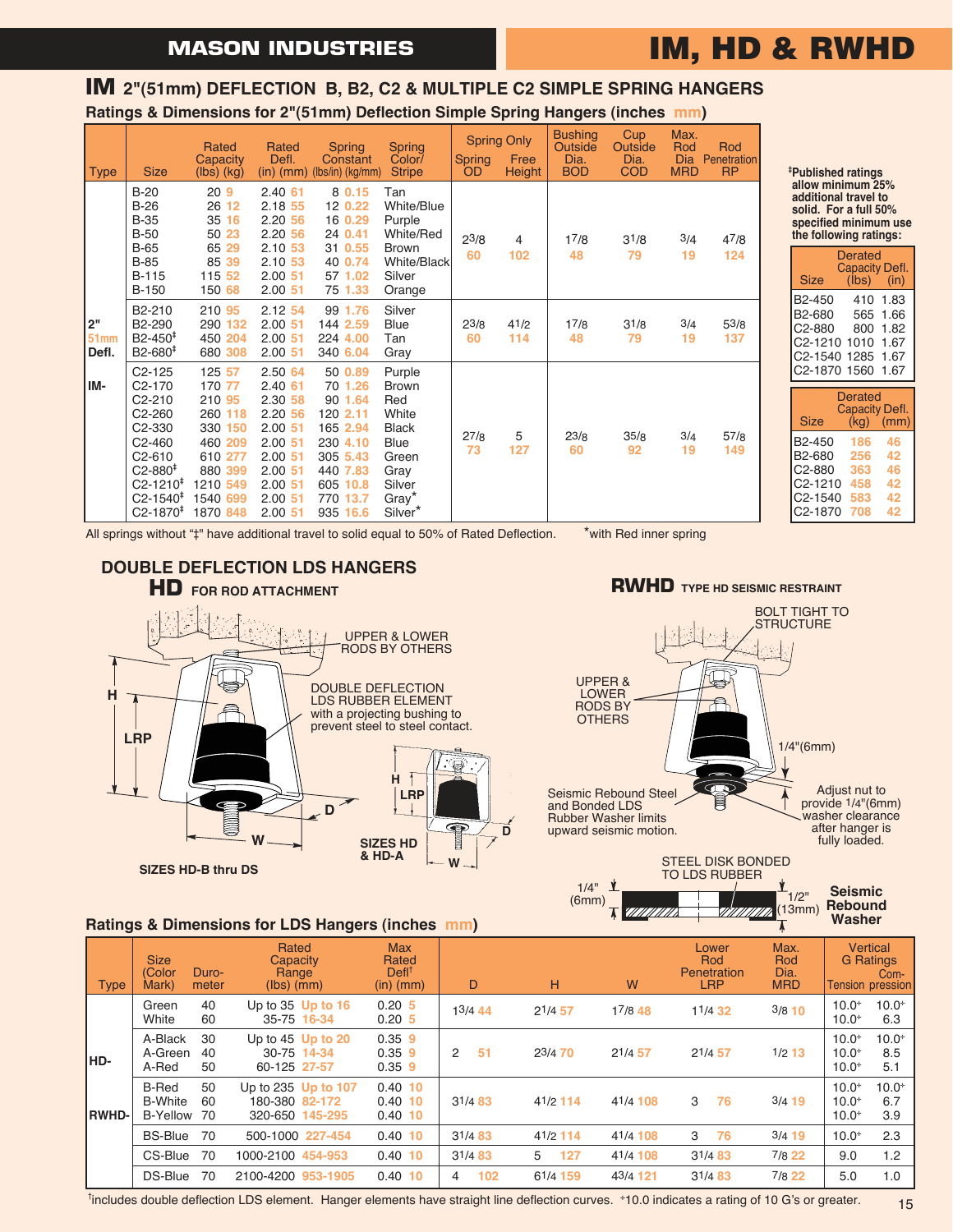# IM, HD & RWHD

## IM 2"(51mm) DEFLECTION B, B2, C2 & MULTIPLE C2 SIMPLE SPRING HANGERS

### Ratings & Dimensions for 2"(51mm) Deflection Simple Spring Hangers (inches mm)

| Type | Size | Rated Capacity (lbs) (kg) | Rated Defl. (in) (mm) | Spring Constant (lbs/in) (kg/mm) | Spring Color/ Stripe | Spring Only Spring OD | Spring Only Free Height | Bushing Outside Dia. BOD | Cup Outside Dia. COD | Max. Rod Dia MRD | Rod Penetration RP |
|---|---|---|---|---|---|---|---|---|---|---|---|
| | B-20 | 20 9 | 2.40 61 | 8 0.15 | Tan | 2 3/8 60 | 4 102 | 1 7/8 48 | 3 1/8 79 | 3/4 19 | 4 7/8 124 |
| | B-26 | 26 12 | 2.18 55 | 12 0.22 | White/Blue | | | | | | |
| | B-35 | 35 16 | 2.20 56 | 16 0.29 | Purple | | | | | | |
| | B-50 | 50 23 | 2.20 56 | 24 0.41 | White/Red | | | | | | |
| | B-65 | 65 29 | 2.10 53 | 31 0.55 | Brown | | | | | | |
| | B-85 | 85 39 | 2.10 53 | 40 0.74 | White/Black | | | | | | |
| | B-115 | 115 52 | 2.00 51 | 57 1.02 | Silver | | | | | | |
| | B-150 | 150 68 | 2.00 51 | 75 1.33 | Orange | | | | | | |
| 2" 51mm Defl. | B2-210 | 210 95 | 2.12 54 | 99 1.76 | Silver | 2 3/8 60 | 4 1/2 114 | 1 7/8 48 | 3 1/8 79 | 3/4 19 | 5 3/8 137 |
| | B2-290 | 290 132 | 2.00 51 | 144 2.59 | Blue | | | | | | |
| | B2-450‡ | 450 204 | 2.00 51 | 224 4.00 | Tan | | | | | | |
| | B2-680‡ | 680 308 | 2.00 51 | 340 6.04 | Gray | | | | | | |
| IM- | C2-125 | 125 57 | 2.50 64 | 50 0.89 | Purple | 2 7/8 73 | 5 127 | 2 3/8 60 | 3 5/8 92 | 3/4 19 | 5 7/8 149 |
| | C2-170 | 170 77 | 2.40 61 | 70 1.26 | Brown | | | | | | |
| | C2-210 | 210 95 | 2.30 58 | 90 1.64 | Red | | | | | | |
| | C2-260 | 260 118 | 2.20 56 | 120 2.11 | White | | | | | | |
| | C2-330 | 330 150 | 2.00 51 | 165 2.94 | Black | | | | | | |
| | C2-460 | 460 209 | 2.00 51 | 230 4.10 | Blue | | | | | | |
| | C2-610 | 610 277 | 2.00 51 | 305 5.43 | Green | | | | | | |
| | C2-880‡ | 880 399 | 2.00 51 | 440 7.83 | Gray | | | | | | |
| | C2-1210‡ | 1210 549 | 2.00 51 | 605 10.8 | Silver | | | | | | |
| | C2-1540‡ | 1540 699 | 2.00 51 | 770 13.7 | Gray* | | | | | | |
| | C2-1870‡ | 1870 848 | 2.00 51 | 935 16.6 | Silver* | | | | | | |

All springs without "‡" have additional travel to solid equal to 50% of Rated Deflection. *with Red inner spring

**‡Published ratings allow minimum 25% additional travel to solid. For a full 50% specified minimum use the following ratings:**

| Size | Derated Capacity (lbs) | Defl. (in) |
|---|---|---|
| B2-450 | 410 | 1.83 |
| B2-680 | 565 | 1.66 |
| C2-880 | 800 | 1.82 |
| C2-1210 | 1010 | 1.67 |
| C2-1540 | 1285 | 1.67 |
| C2-1870 | 1560 | 1.67 |

| Size | Derated Capacity (kg) | Defl. (mm) |
|---|---|---|
| B2-450 | 186 | 46 |
| B2-680 | 256 | 42 |
| C2-880 | 363 | 46 |
| C2-1210 | 458 | 42 |
| C2-1540 | 583 | 42 |
| C2-1870 | 708 | 42 |

## DOUBLE DEFLECTION LDS HANGERS

### HD FOR ROD ATTACHMENT

UPPER & LOWER RODS BY OTHERS

DOUBLE DEFLECTION LDS RUBBER ELEMENT with a projecting bushing to prevent steel to steel contact.

H
LRP
D
W

SIZES HD-B thru DS

SIZES HD & HD-A

### RWHD TYPE HD SEISMIC RESTRAINT

BOLT TIGHT TO STRUCTURE

UPPER & LOWER RODS BY OTHERS

1/4"(6mm)

Seismic Rebound Steel and Bonded LDS Rubber Washer limits upward seismic motion.

Adjust nut to provide 1/4"(6mm) washer clearance after hanger is fully loaded.

STEEL DISK BONDED TO LDS RUBBER

1/4" (6mm)

1/2" (13mm)

**Seismic Rebound Washer**

### Ratings & Dimensions for LDS Hangers (inches mm)

| Type | Size (Color Mark) | Duro-meter | Rated Capacity Range (lbs) (mm) | Max Rated Defl† (in) (mm) | D | H | W | Lower Rod Penetration LRP | Max. Rod Dia. MRD | Vertical G Ratings Tension | Vertical G Ratings Com-pression |
|---|---|---|---|---|---|---|---|---|---|---|---|
| HD- | Green | 40 | Up to 35 Up to 16 | 0.20 5 | 1 3/4 44 | 2 1/4 57 | 1 7/8 48 | 1 1/4 32 | 3/8 10 | 10.0+ | 10.0+ |
| | White | 60 | 35-75 16-34 | 0.20 5 | | | | | | 10.0+ | 6.3 |
| | A-Black | 30 | Up to 45 Up to 20 | 0.35 9 | 2 51 | 2 3/4 70 | 2 1/4 57 | 2 1/4 57 | 1/2 13 | 10.0+ | 10.0+ |
| | A-Green | 40 | 30-75 14-34 | 0.35 9 | | | | | | 10.0+ | 8.5 |
| | A-Red | 50 | 60-125 27-57 | 0.35 9 | | | | | | 10.0+ | 5.1 |
| RWHD- | B-Red | 50 | Up to 235 Up to 107 | 0.40 10 | 3 1/4 83 | 4 1/2 114 | 4 1/4 108 | 3 76 | 3/4 19 | 10.0+ | 10.0+ |
| | B-White | 60 | 180-380 82-172 | 0.40 10 | | | | | | 10.0+ | 6.7 |
| | B-Yellow | 70 | 320-650 145-295 | 0.40 10 | | | | | | 10.0+ | 3.9 |
| | BS-Blue | 70 | 500-1000 227-454 | 0.40 10 | 3 1/4 83 | 4 1/2 114 | 4 1/4 108 | 3 76 | 3/4 19 | 10.0+ | 2.3 |
| | CS-Blue | 70 | 1000-2100 454-953 | 0.40 10 | 3 1/4 83 | 5 127 | 4 1/4 108 | 3 1/4 83 | 7/8 22 | 9.0 | 1.2 |
| | DS-Blue | 70 | 2100-4200 953-1905 | 0.40 10 | 4 102 | 6 1/4 159 | 4 3/4 121 | 3 1/4 83 | 7/8 22 | 5.0 | 1.0 |

†includes double deflection LDS element. Hanger elements have straight line deflection curves. +10.0 indicates a rating of 10 G's or greater.